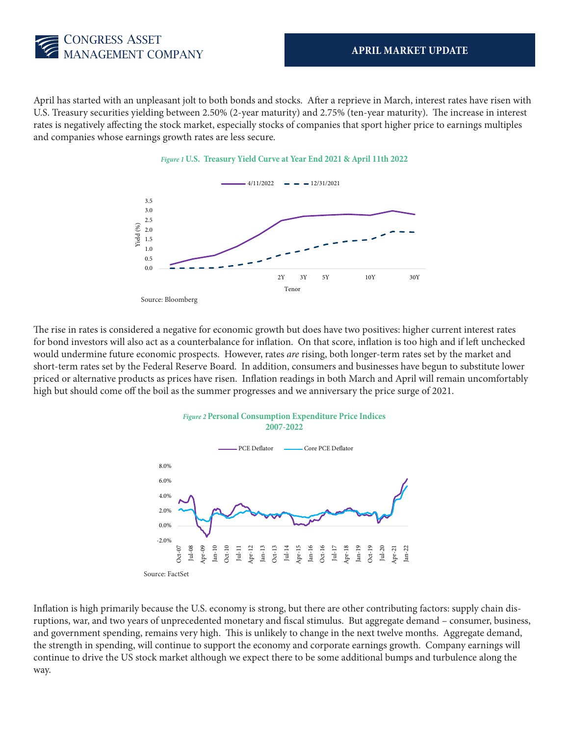# CONGRESS ASSET MANAGEMENT COMPANY

## APRIL MARKET UPDATE

April has started with an unpleasant jolt to both bonds and stocks. After a reprieve in March, interest rates have risen with U.S. Treasury securities yielding between 2.50% (2-year maturity) and 2.75% (ten-year maturity). The increase in interest rates is negatively affecting the stock market, especially stocks of companies that sport higher price to earnings multiples and companies whose earnings growth rates are less secure.

*Figure 1* **U.S. Treasury Yield Curve at Year End 2021 & April 11th 2022**

Source: Bloomberg

The rise in rates is considered a negative for economic growth but does have two positives: higher current interest rates for bond investors will also act as a counterbalance for inflation. On that score, inflation is too high and if left unchecked would undermine future economic prospects. However, rates *are* rising, both longer-term rates set by the market and short-term rates set by the Federal Reserve Board. In addition, consumers and businesses have begun to substitute lower priced or alternative products as prices have risen. Inflation readings in both March and April will remain uncomfortably high but should come off the boil as the summer progresses and we anniversary the price surge of 2021.

*Figure 2* **Personal Consumption Expenditure Price Indices 2007-2022**

Source: FactSet

Inflation is high primarily because the U.S. economy is strong, but there are other contributing factors: supply chain disruptions, war, and two years of unprecedented monetary and fiscal stimulus. But aggregate demand – consumer, business, and government spending, remains very high. This is unlikely to change in the next twelve months. Aggregate demand, the strength in spending, will continue to support the economy and corporate earnings growth. Company earnings will continue to drive the US stock market although we expect there to be some additional bumps and turbulence along the way.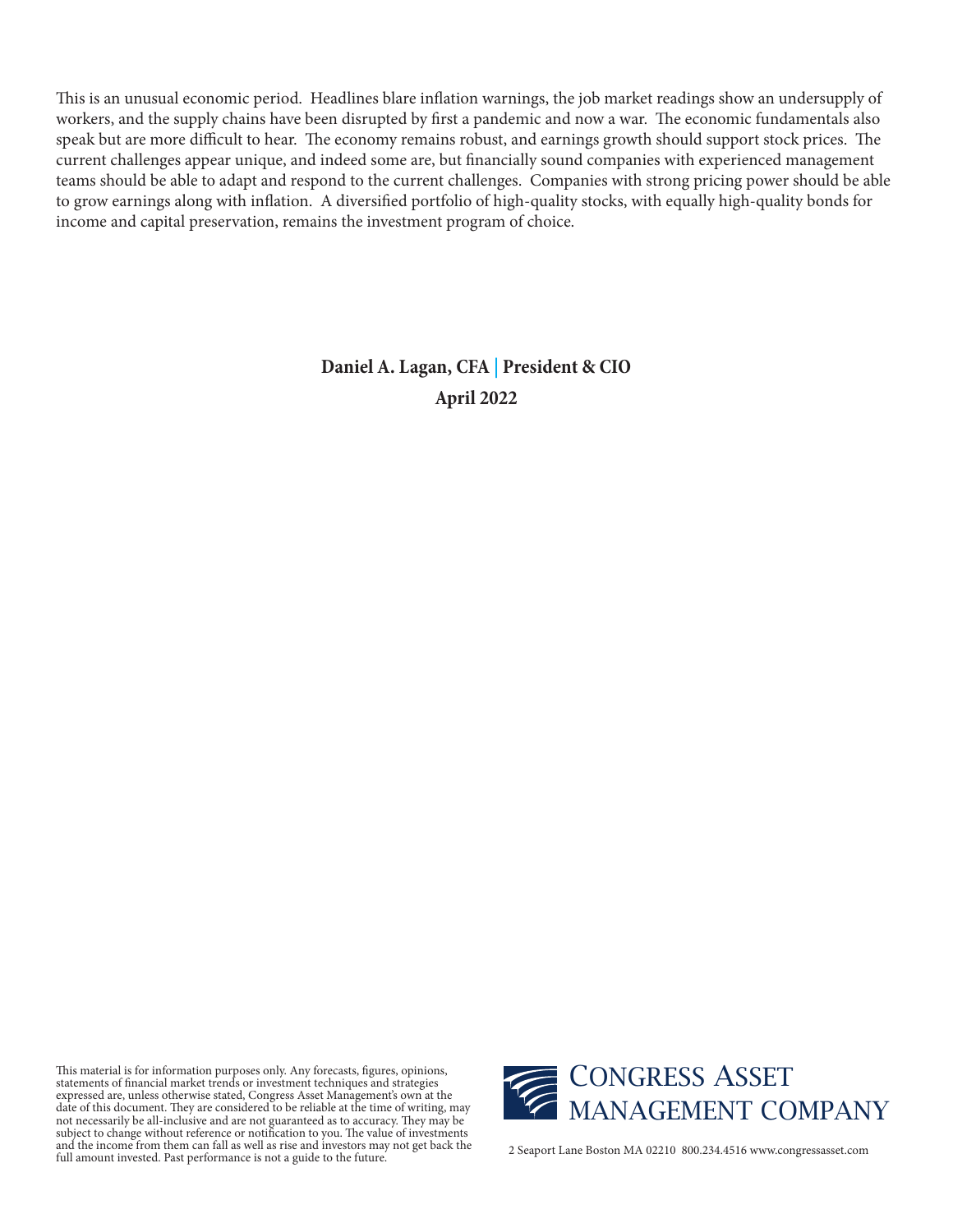This is an unusual economic period. Headlines blare inflation warnings, the job market readings show an undersupply of workers, and the supply chains have been disrupted by first a pandemic and now a war. The economic fundamentals also speak but are more difficult to hear. The economy remains robust, and earnings growth should support stock prices. The current challenges appear unique, and indeed some are, but financially sound companies with experienced management teams should be able to adapt and respond to the current challenges. Companies with strong pricing power should be able to grow earnings along with inflation. A diversified portfolio of high-quality stocks, with equally high-quality bonds for income and capital preservation, remains the investment program of choice.

**Daniel A. Lagan, CFA | President & CIO**

**April 2022**

This material is for information purposes only. Any forecasts, figures, opinions, statements of financial market trends or investment techniques and strategies expressed are, unless otherwise stated, Congress Asset Management's own at the date of this document. They are considered to be reliable at the time of writing, may not necessarily be all-inclusive and are not guaranteed as to accuracy. They may be subject to change without reference or notification to you. The value of investments and the income from them can fall as well as rise and investors may not get back the full amount invested. Past performance is not a guide to the future.

Congress Asset Management Company

2 Seaport Lane Boston MA 02210 800.234.4516 www.congressasset.com